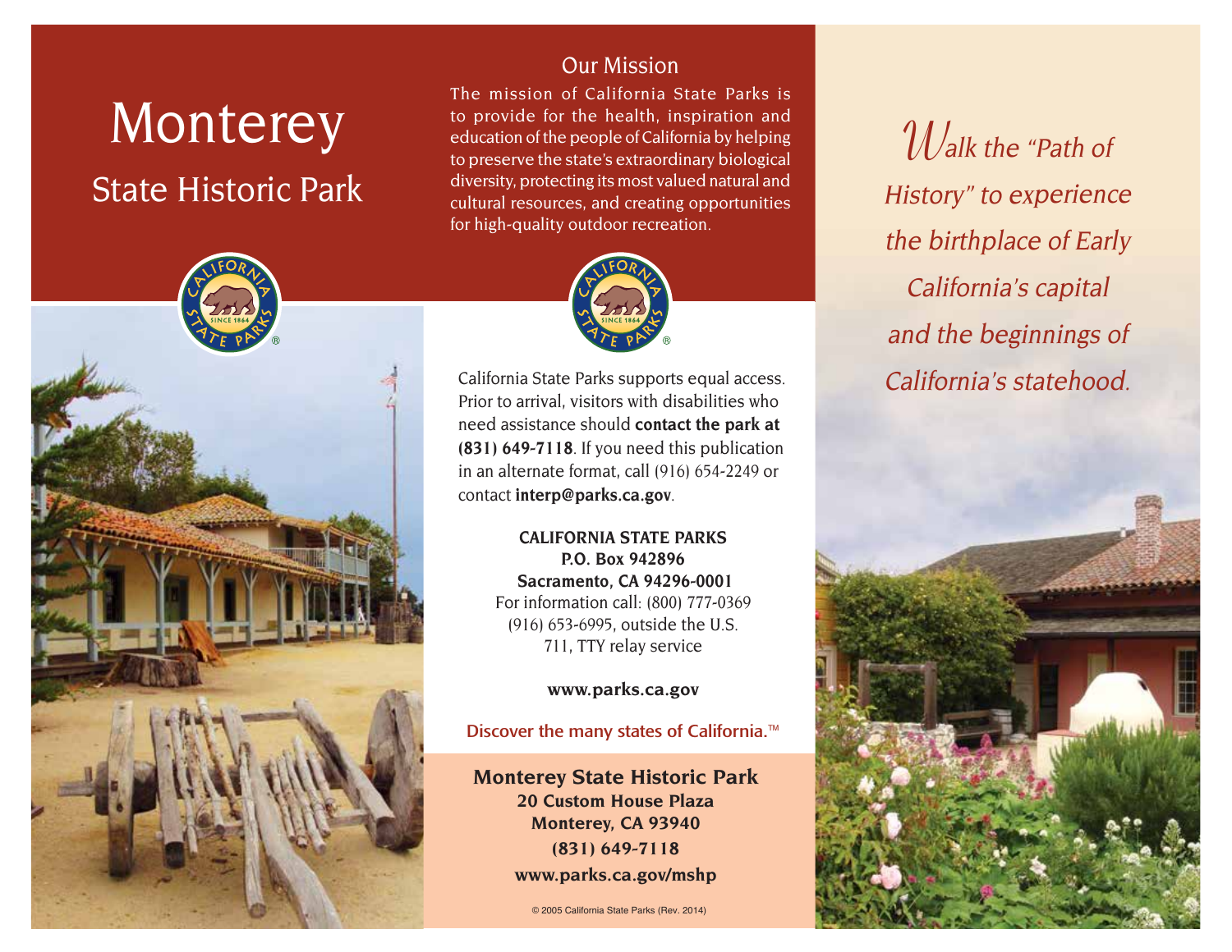# Monterey

## State Historic Park

### Our Mission

The mission of California State Parks is to provide for the health, inspiration and education of the people of California by helping to preserve the state's extraordinary biological diversity, protecting its most valued natural and cultural resources, and creating opportunities for high-quality outdoor recreation.

California State Parks supports equal access. Prior to arrival, visitors with disabilities who need assistance should **contact the park at (831) 649-7118**. If you need this publication in an alternate format, call (916) 654-2249 or contact **interp@parks.ca.gov**.

**CALIFORNIA STATE PARKS**
**P.O. Box 942896**
**Sacramento, CA 94296-0001**
For information call: (800) 777-0369
(916) 653-6995, outside the U.S.
711, TTY relay service

**www.parks.ca.gov**

Discover the many states of California.™

**Monterey State Historic Park**
**20 Custom House Plaza**
**Monterey, CA 93940**
**(831) 649-7118**
**www.parks.ca.gov/mshp**

© 2005 California State Parks (Rev. 2014)

*Walk the "Path of History" to experience the birthplace of Early California's capital and the beginnings of California's statehood.*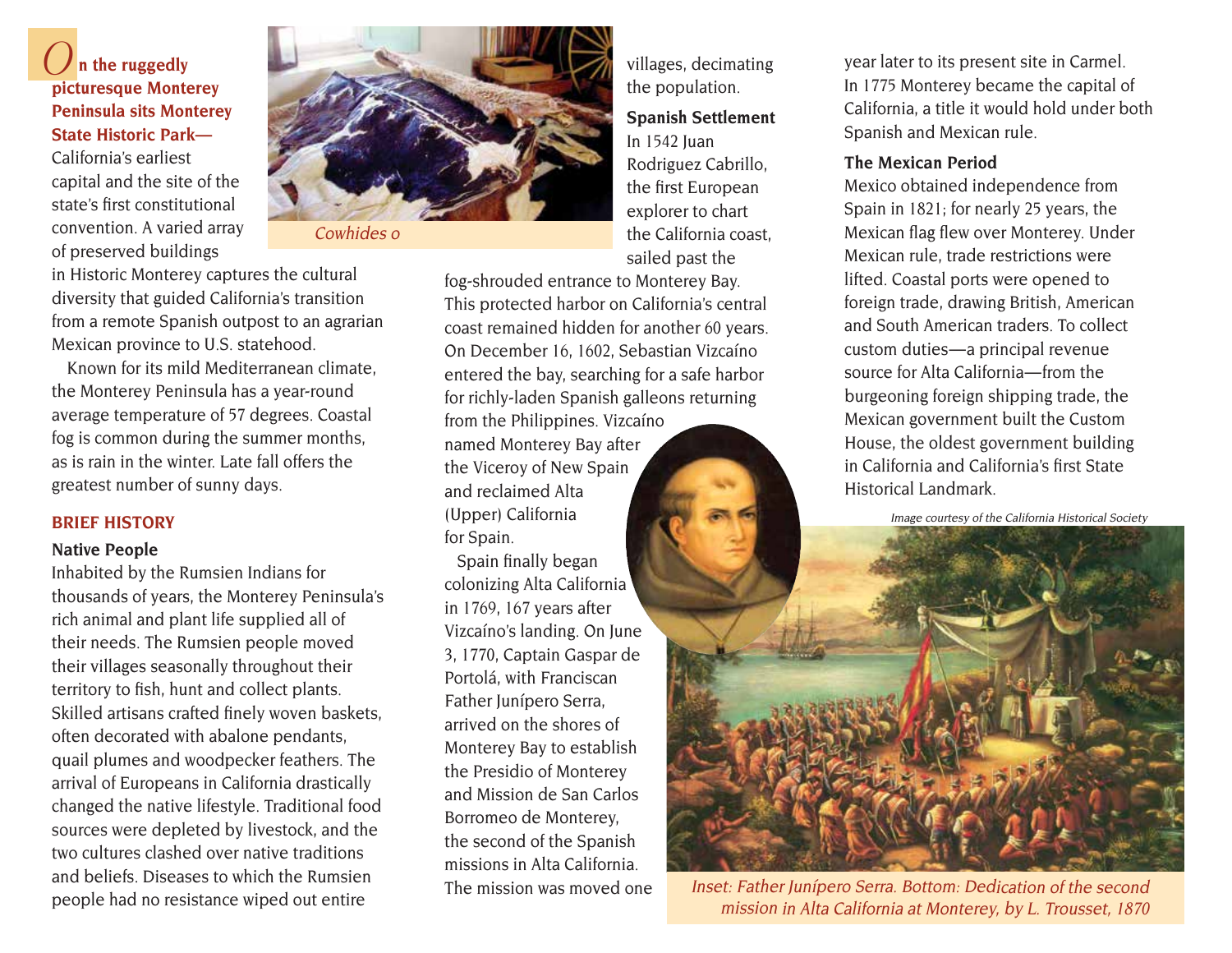**On the ruggedly picturesque Monterey Peninsula sits Monterey State Historic Park—** California's earliest capital and the site of the state's first constitutional convention. A varied array of preserved buildings in Historic Monterey captures the cultural diversity that guided California's transition from a remote Spanish outpost to an agrarian Mexican province to U.S. statehood.

Known for its mild Mediterranean climate, the Monterey Peninsula has a year-round average temperature of 57 degrees. Coastal fog is common during the summer months, as is rain in the winter. Late fall offers the greatest number of sunny days.

*Cowhides o*

## BRIEF HISTORY

### Native People

Inhabited by the Rumsien Indians for thousands of years, the Monterey Peninsula's rich animal and plant life supplied all of their needs. The Rumsien people moved their villages seasonally throughout their territory to fish, hunt and collect plants. Skilled artisans crafted finely woven baskets, often decorated with abalone pendants, quail plumes and woodpecker feathers. The arrival of Europeans in California drastically changed the native lifestyle. Traditional food sources were depleted by livestock, and the two cultures clashed over native traditions and beliefs. Diseases to which the Rumsien people had no resistance wiped out entire villages, decimating the population.

### Spanish Settlement

In 1542 Juan Rodriguez Cabrillo, the first European explorer to chart the California coast, sailed past the fog-shrouded entrance to Monterey Bay. This protected harbor on California's central coast remained hidden for another 60 years. On December 16, 1602, Sebastian Vizcaíno entered the bay, searching for a safe harbor for richly-laden Spanish galleons returning from the Philippines. Vizcaíno named Monterey Bay after the Viceroy of New Spain and reclaimed Alta (Upper) California for Spain.

Spain finally began colonizing Alta California in 1769, 167 years after Vizcaíno's landing. On June 3, 1770, Captain Gaspar de Portolá, with Franciscan Father Junípero Serra, arrived on the shores of Monterey Bay to establish the Presidio of Monterey and Mission de San Carlos Borromeo de Monterey, the second of the Spanish missions in Alta California. The mission was moved one year later to its present site in Carmel. In 1775 Monterey became the capital of California, a title it would hold under both Spanish and Mexican rule.

### The Mexican Period

Mexico obtained independence from Spain in 1821; for nearly 25 years, the Mexican flag flew over Monterey. Under Mexican rule, trade restrictions were lifted. Coastal ports were opened to foreign trade, drawing British, American and South American traders. To collect custom duties—a principal revenue source for Alta California—from the burgeoning foreign shipping trade, the Mexican government built the Custom House, the oldest government building in California and California's first State Historical Landmark.

*Image courtesy of the California Historical Society*

*Inset: Father Junípero Serra. Bottom: Dedication of the second mission in Alta California at Monterey, by L. Trousset, 1870*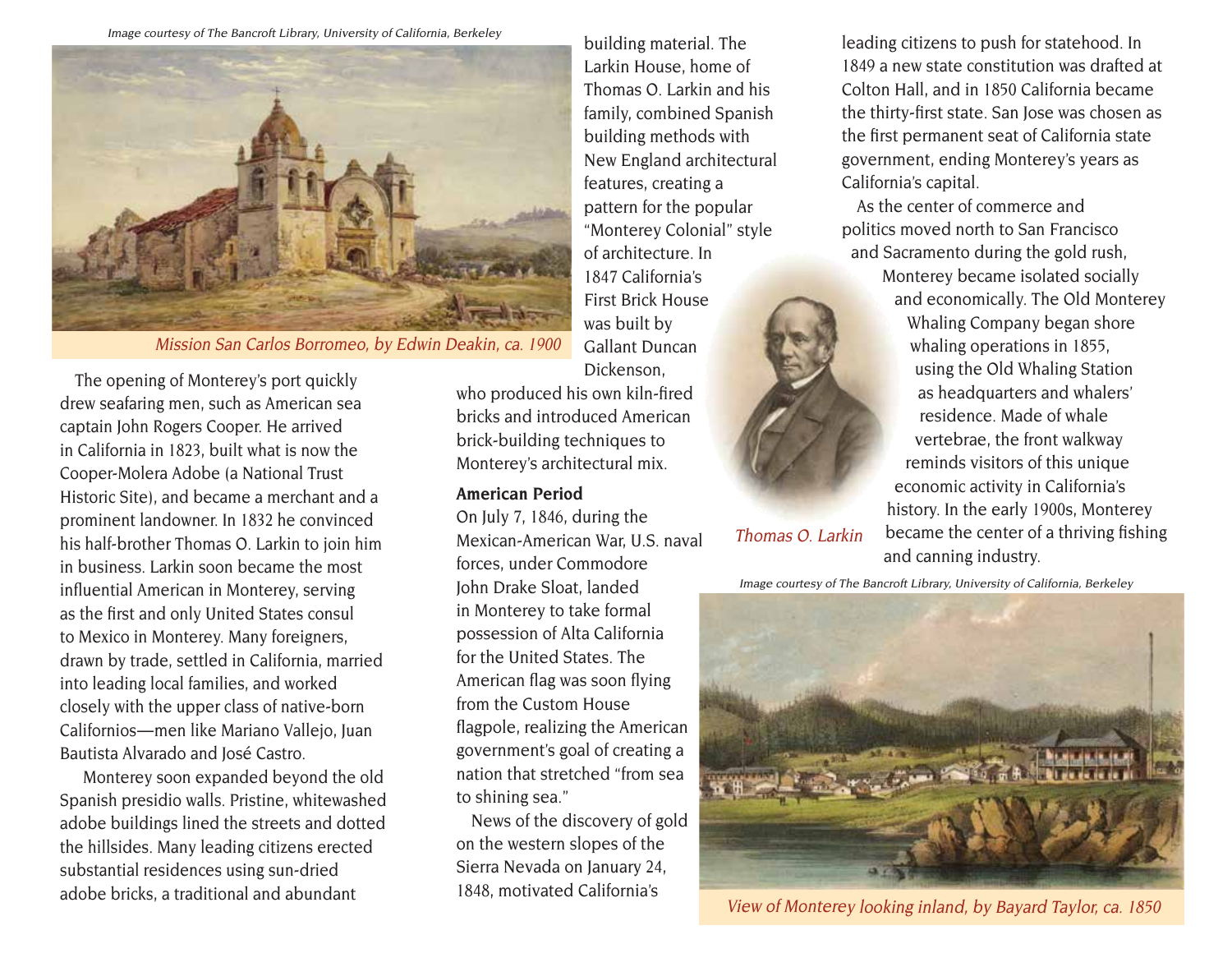Image courtesy of The Bancroft Library, University of California, Berkeley

*Mission San Carlos Borromeo, by Edwin Deakin, ca. 1900*

The opening of Monterey's port quickly drew seafaring men, such as American sea captain John Rogers Cooper. He arrived in California in 1823, built what is now the Cooper-Molera Adobe (a National Trust Historic Site), and became a merchant and a prominent landowner. In 1832 he convinced his half-brother Thomas O. Larkin to join him in business. Larkin soon became the most influential American in Monterey, serving as the first and only United States consul to Mexico in Monterey. Many foreigners, drawn by trade, settled in California, married into leading local families, and worked closely with the upper class of native-born Californios—men like Mariano Vallejo, Juan Bautista Alvarado and José Castro.

Monterey soon expanded beyond the old Spanish presidio walls. Pristine, whitewashed adobe buildings lined the streets and dotted the hillsides. Many leading citizens erected substantial residences using sun-dried adobe bricks, a traditional and abundant building material. The Larkin House, home of Thomas O. Larkin and his family, combined Spanish building methods with New England architectural features, creating a pattern for the popular "Monterey Colonial" style of architecture. In 1847 California's First Brick House was built by Gallant Duncan Dickenson, who produced his own kiln-fired bricks and introduced American brick-building techniques to Monterey's architectural mix.

**American Period**

On July 7, 1846, during the Mexican-American War, U.S. naval forces, under Commodore John Drake Sloat, landed in Monterey to take formal possession of Alta California for the United States. The American flag was soon flying from the Custom House flagpole, realizing the American government's goal of creating a nation that stretched "from sea to shining sea."

News of the discovery of gold on the western slopes of the Sierra Nevada on January 24, 1848, motivated California's leading citizens to push for statehood. In 1849 a new state constitution was drafted at Colton Hall, and in 1850 California became the thirty-first state. San Jose was chosen as the first permanent seat of California state government, ending Monterey's years as California's capital.

As the center of commerce and politics moved north to San Francisco and Sacramento during the gold rush, Monterey became isolated socially and economically. The Old Monterey Whaling Company began shore whaling operations in 1855, using the Old Whaling Station as headquarters and whalers' residence. Made of whale vertebrae, the front walkway reminds visitors of this unique economic activity in California's history. In the early 1900s, Monterey became the center of a thriving fishing and canning industry.

*Thomas O. Larkin*

Image courtesy of The Bancroft Library, University of California, Berkeley

*View of Monterey looking inland, by Bayard Taylor, ca. 1850*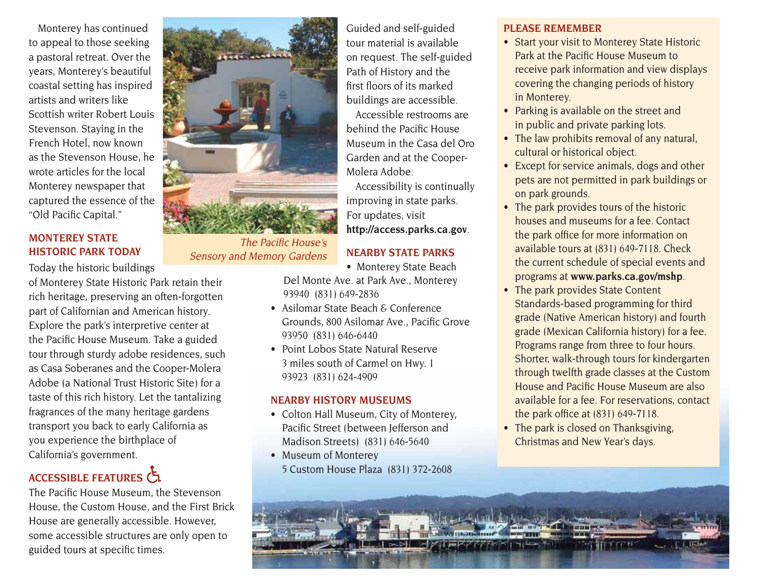Monterey has continued to appeal to those seeking a pastoral retreat. Over the years, Monterey's beautiful coastal setting has inspired artists and writers like Scottish writer Robert Louis Stevenson. Staying in the French Hotel, now known as the Stevenson House, he wrote articles for the local Monterey newspaper that captured the essence of the "Old Pacific Capital."

*The Pacific House's Sensory and Memory Gardens*

## MONTEREY STATE HISTORIC PARK TODAY

Today the historic buildings of Monterey State Historic Park retain their rich heritage, preserving an often-forgotten part of Californian and American history. Explore the park's interpretive center at the Pacific House Museum. Take a guided tour through sturdy adobe residences, such as Casa Soberanes and the Cooper-Molera Adobe (a National Trust Historic Site) for a taste of this rich history. Let the tantalizing fragrances of the many heritage gardens transport you back to early California as you experience the birthplace of California's government.

## ACCESSIBLE FEATURES

The Pacific House Museum, the Stevenson House, the Custom House, and the First Brick House are generally accessible. However, some accessible structures are only open to guided tours at specific times.

Guided and self-guided tour material is available on request. The self-guided Path of History and the first floors of its marked buildings are accessible.

Accessible restrooms are behind the Pacific House Museum in the Casa del Oro Garden and at the Cooper-Molera Adobe.

Accessibility is continually improving in state parks. For updates, visit **http://access.parks.ca.gov**.

## NEARBY STATE PARKS

- Monterey State Beach
  Del Monte Ave. at Park Ave., Monterey 93940 (831) 649-2836
- Asilomar State Beach & Conference Grounds, 800 Asilomar Ave., Pacific Grove 93950 (831) 646-6440
- Point Lobos State Natural Reserve
  3 miles south of Carmel on Hwy. 1 93923 (831) 624-4909

## NEARBY HISTORY MUSEUMS

- Colton Hall Museum, City of Monterey, Pacific Street (between Jefferson and Madison Streets) (831) 646-5640
- Museum of Monterey
  5 Custom House Plaza (831) 372-2608

## PLEASE REMEMBER

- Start your visit to Monterey State Historic Park at the Pacific House Museum to receive park information and view displays covering the changing periods of history in Monterey.
- Parking is available on the street and in public and private parking lots.
- The law prohibits removal of any natural, cultural or historical object.
- Except for service animals, dogs and other pets are not permitted in park buildings or on park grounds.
- The park provides tours of the historic houses and museums for a fee. Contact the park office for more information on available tours at (831) 649-7118. Check the current schedule of special events and programs at **www.parks.ca.gov/mshp**.
- The park provides State Content Standards-based programming for third grade (Native American history) and fourth grade (Mexican California history) for a fee. Programs range from three to four hours. Shorter, walk-through tours for kindergarten through twelfth grade classes at the Custom House and Pacific House Museum are also available for a fee. For reservations, contact the park office at (831) 649-7118.
- The park is closed on Thanksgiving, Christmas and New Year's days.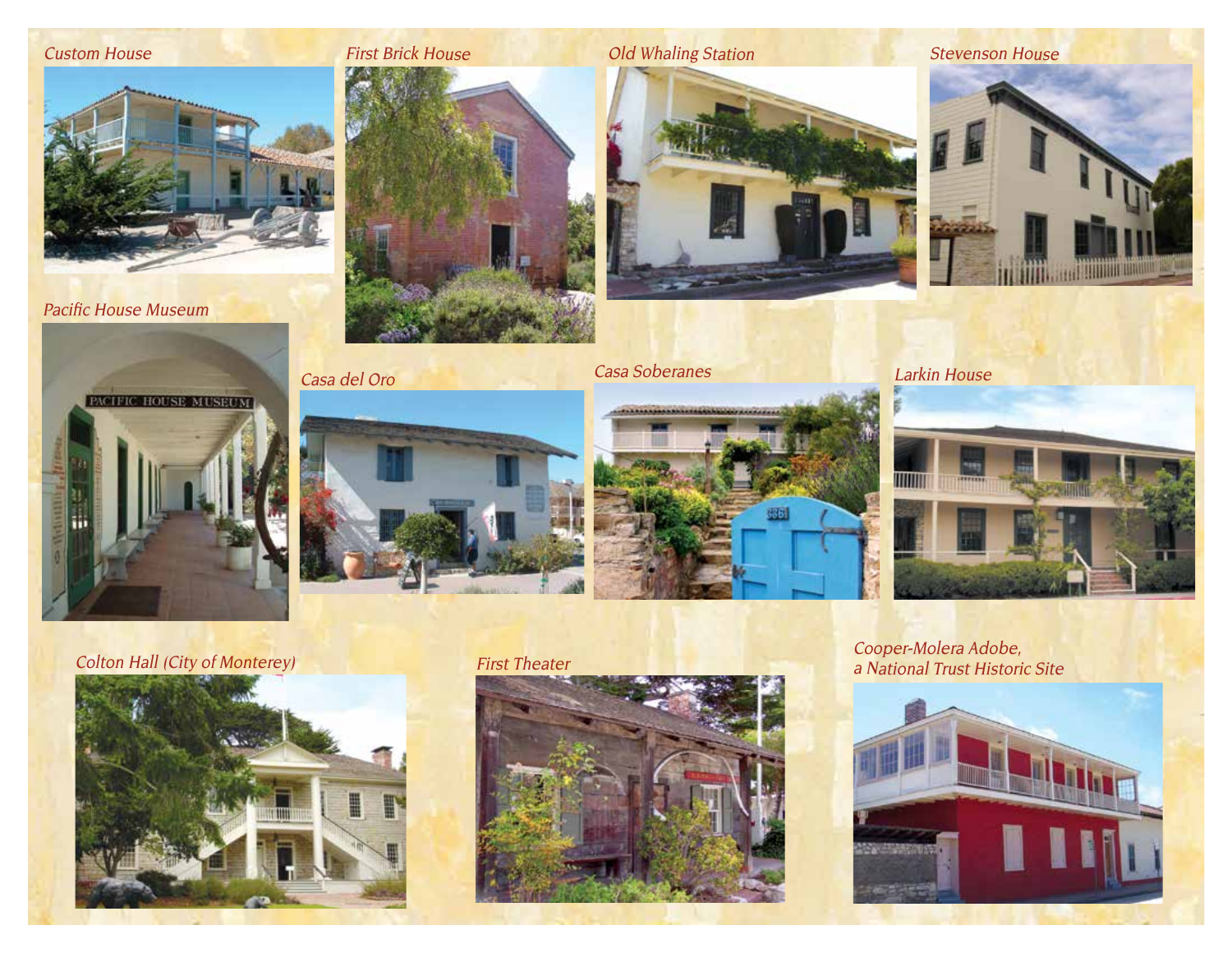*Custom House*

*First Brick House*

*Old Whaling Station*

*Stevenson House*

*Pacific House Museum*

*Casa del Oro*

*Casa Soberanes*

*Larkin House*

*Colton Hall (City of Monterey)*

*First Theater*

*Cooper-Molera Adobe, a National Trust Historic Site*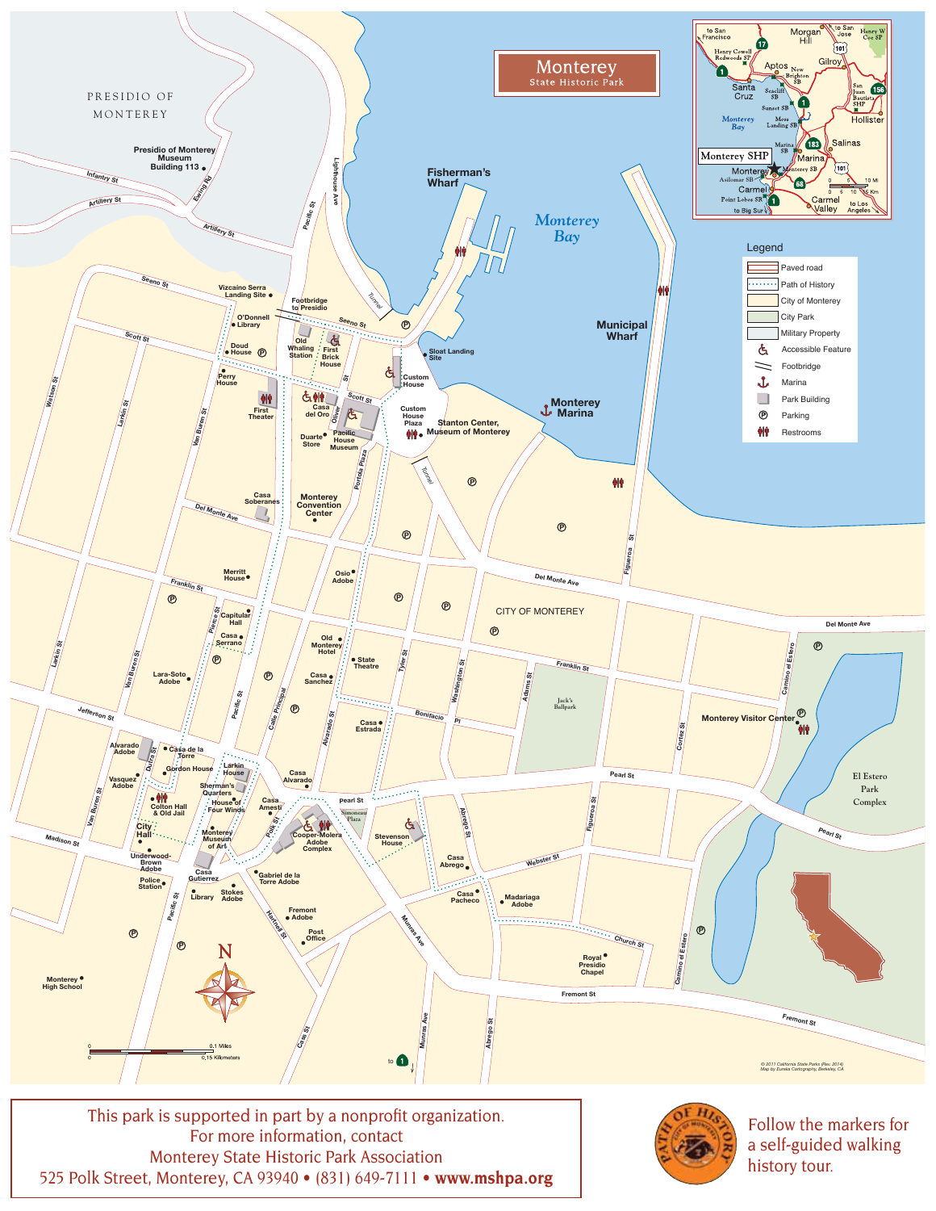# Monterey

State Historic Park

PRESIDIO OF MONTEREY

CITY OF MONTEREY

Monterey Bay

Fisherman's Wharf

Municipal Wharf

Monterey Marina

El Estero Park Complex

Legend

- Paved road
- Path of History
- City of Monterey
- City Park
- Military Property
- Accessible Feature
- Footbridge
- Marina
- Park Building
- Parking
- Restrooms

Presidio of Monterey Museum Building 113

Vizcaíno Serra Landing Site

Footbridge to Presidio

O'Donnell Library

Doud House

Old Whaling Station

First Brick House

Sloat Landing Site

Custom House

Custom House Plaza

Stanton Center, Museum of Monterey

Perry House

First Theater

Casa del Oro

Pacific House Museum

Duarte Store

Casa Soberanes

Monterey Convention Center

Merritt House

Osio Adobe

Capitular Hall

Casa Serrano

Old Monterey Hotel

State Theatre

Casa Sanchez

Lara-Soto Adobe

Casa Estrada

Jack's Ballpark

Monterey Visitor Center

Alvarado Adobe

Casa de la Torre

Gordon House

Vasquez Adobe

Larkin House

Sherman's Quarters

House of Four Winds

Casa Alvarado

Casa Amesti

Simoneau Plaza

Colton Hall & Old Jail

City Hall

Monterey Museum of Art

Cooper-Molera Adobe Complex

Stevenson House

Casa Abrego

Underwood-Brown Adobe

Police Station

Casa Gutierrez

Library

Stokes Adobe

Gabriel de la Torre Adobe

Fremont Adobe

Post Office

Casa Pacheco

Madariaga Adobe

Royal Presidio Chapel

Monterey High School

to 1

0 — 0.1 Miles

0 — 0.15 Kilometers

© 2011 California State Parks (Rev. 2014)
Map by Eureka Cartography, Berkeley, CA

This park is supported in part by a nonprofit organization.
For more information, contact
Monterey State Historic Park Association
525 Polk Street, Monterey, CA 93940 • (831) 649-7111 • **www.mshpa.org**

PATH OF HISTORY — CITY OF MONTEREY

Follow the markers for a self-guided walking history tour.